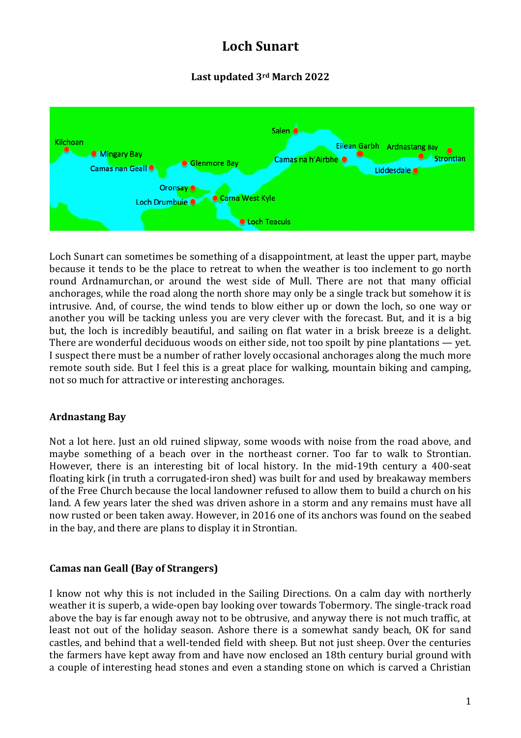# Loch Sunart

**Last updated 3rd March 2022**

Loch Sunart can sometimes be something of a disappointment, at least the upper part, maybe because it tends to be the place to retreat to when the weather is too inclement to go north round Ardnamurchan, or around the west side of Mull. There are not that many official anchorages, while the road along the north shore may only be a single track but somehow it is intrusive. And, of course, the wind tends to blow either up or down the loch, so one way or another you will be tacking unless you are very clever with the forecast. But, and it is a big but, the loch is incredibly beautiful, and sailing on flat water in a brisk breeze is a delight. There are wonderful deciduous woods on either side, not too spoilt by pine plantations — yet. I suspect there must be a number of rather lovely occasional anchorages along the much more remote south side. But I feel this is a great place for walking, mountain biking and camping, not so much for attractive or interesting anchorages.

### Ardnastang Bay

Not a lot here. Just an old ruined slipway, some woods with noise from the road above, and maybe something of a beach over in the northeast corner. Too far to walk to Strontian. However, there is an interesting bit of local history. In the mid-19th century a 400-seat floating kirk (in truth a corrugated-iron shed) was built for and used by breakaway members of the Free Church because the local landowner refused to allow them to build a church on his land. A few years later the shed was driven ashore in a storm and any remains must have all now rusted or been taken away. However, in 2016 one of its anchors was found on the seabed in the bay, and there are plans to display it in Strontian.

### Camas nan Geall (Bay of Strangers)

I know not why this is not included in the Sailing Directions. On a calm day with northerly weather it is superb, a wide-open bay looking over towards Tobermory. The single-track road above the bay is far enough away not to be obtrusive, and anyway there is not much traffic, at least not out of the holiday season. Ashore there is a somewhat sandy beach, OK for sand castles, and behind that a well-tended field with sheep. But not just sheep. Over the centuries the farmers have kept away from and have now enclosed an 18th century burial ground with a couple of interesting head stones and even a standing stone on which is carved a Christian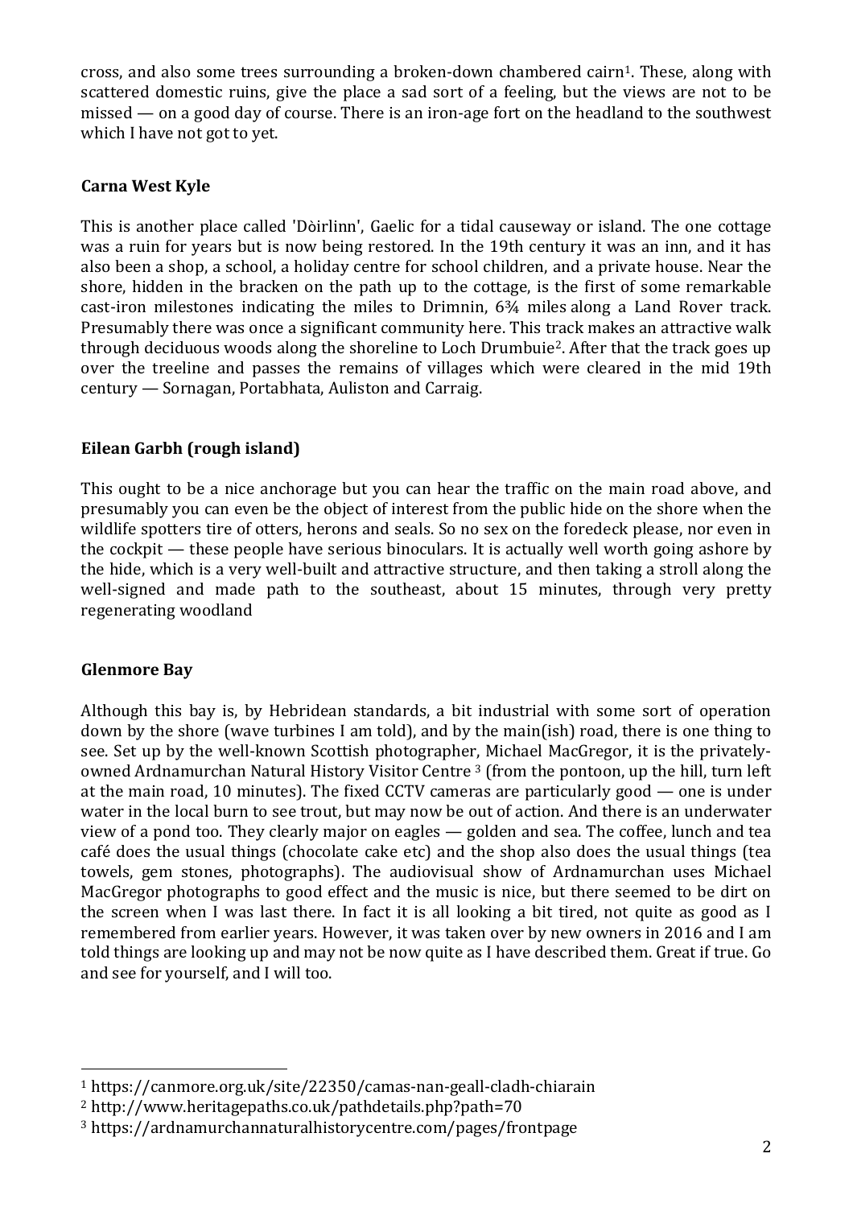cross, and also some trees surrounding a broken-down chambered cairn[1]. These, along with scattered domestic ruins, give the place a sad sort of a feeling, but the views are not to be missed — on a good day of course. There is an iron-age fort on the headland to the southwest which I have not got to yet.

**Carna West Kyle**

This is another place called 'Dòirlinn', Gaelic for a tidal causeway or island. The one cottage was a ruin for years but is now being restored. In the 19th century it was an inn, and it has also been a shop, a school, a holiday centre for school children, and a private house. Near the shore, hidden in the bracken on the path up to the cottage, is the first of some remarkable cast-iron milestones indicating the miles to Drimnin, 6¾ miles along a Land Rover track. Presumably there was once a significant community here. This track makes an attractive walk through deciduous woods along the shoreline to Loch Drumbuie[2]. After that the track goes up over the treeline and passes the remains of villages which were cleared in the mid 19th century — Sornagan, Portabhata, Auliston and Carraig.

**Eilean Garbh (rough island)**

This ought to be a nice anchorage but you can hear the traffic on the main road above, and presumably you can even be the object of interest from the public hide on the shore when the wildlife spotters tire of otters, herons and seals. So no sex on the foredeck please, nor even in the cockpit — these people have serious binoculars. It is actually well worth going ashore by the hide, which is a very well-built and attractive structure, and then taking a stroll along the well-signed and made path to the southeast, about 15 minutes, through very pretty regenerating woodland

**Glenmore Bay**

Although this bay is, by Hebridean standards, a bit industrial with some sort of operation down by the shore (wave turbines I am told), and by the main(ish) road, there is one thing to see. Set up by the well-known Scottish photographer, Michael MacGregor, it is the privately-owned Ardnamurchan Natural History Visitor Centre [3] (from the pontoon, up the hill, turn left at the main road, 10 minutes). The fixed CCTV cameras are particularly good — one is under water in the local burn to see trout, but may now be out of action. And there is an underwater view of a pond too. They clearly major on eagles — golden and sea. The coffee, lunch and tea café does the usual things (chocolate cake etc) and the shop also does the usual things (tea towels, gem stones, photographs). The audiovisual show of Ardnamurchan uses Michael MacGregor photographs to good effect and the music is nice, but there seemed to be dirt on the screen when I was last there. In fact it is all looking a bit tired, not quite as good as I remembered from earlier years. However, it was taken over by new owners in 2016 and I am told things are looking up and may not be now quite as I have described them. Great if true. Go and see for yourself, and I will too.

---

[1] https://canmore.org.uk/site/22350/camas-nan-geall-cladh-chiarain

[2] http://www.heritagepaths.co.uk/pathdetails.php?path=70

[3] https://ardnamurchannaturalhistorycentre.com/pages/frontpage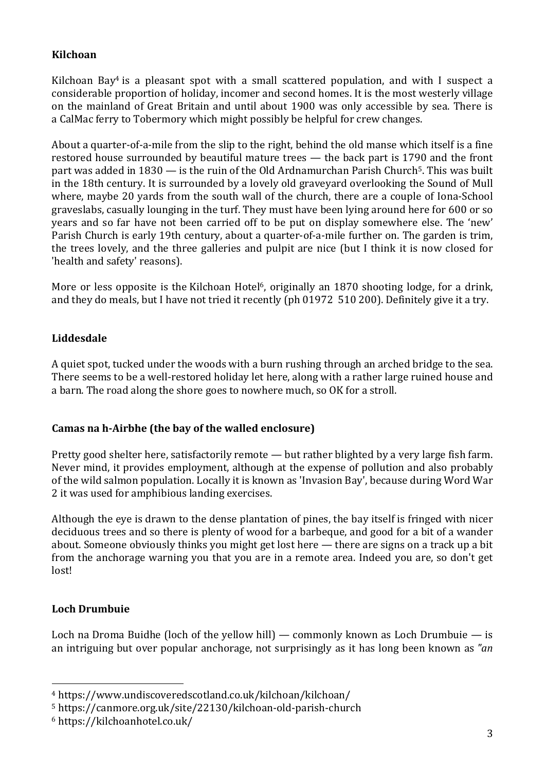**Kilchoan**

Kilchoan Bay[4] is a pleasant spot with a small scattered population, and with I suspect a considerable proportion of holiday, incomer and second homes. It is the most westerly village on the mainland of Great Britain and until about 1900 was only accessible by sea. There is a CalMac ferry to Tobermory which might possibly be helpful for crew changes.

About a quarter-of-a-mile from the slip to the right, behind the old manse which itself is a fine restored house surrounded by beautiful mature trees — the back part is 1790 and the front part was added in 1830 — is the ruin of the Old Ardnamurchan Parish Church[5]. This was built in the 18th century. It is surrounded by a lovely old graveyard overlooking the Sound of Mull where, maybe 20 yards from the south wall of the church, there are a couple of Iona-School graveslabs, casually lounging in the turf. They must have been lying around here for 600 or so years and so far have not been carried off to be put on display somewhere else. The 'new' Parish Church is early 19th century, about a quarter-of-a-mile further on. The garden is trim, the trees lovely, and the three galleries and pulpit are nice (but I think it is now closed for 'health and safety' reasons).

More or less opposite is the Kilchoan Hotel[6], originally an 1870 shooting lodge, for a drink, and they do meals, but I have not tried it recently (ph 01972 510 200). Definitely give it a try.

**Liddesdale**

A quiet spot, tucked under the woods with a burn rushing through an arched bridge to the sea. There seems to be a well-restored holiday let here, along with a rather large ruined house and a barn. The road along the shore goes to nowhere much, so OK for a stroll.

**Camas na h-Airbhe (the bay of the walled enclosure)**

Pretty good shelter here, satisfactorily remote — but rather blighted by a very large fish farm. Never mind, it provides employment, although at the expense of pollution and also probably of the wild salmon population. Locally it is known as 'Invasion Bay', because during Word War 2 it was used for amphibious landing exercises.

Although the eye is drawn to the dense plantation of pines, the bay itself is fringed with nicer deciduous trees and so there is plenty of wood for a barbeque, and good for a bit of a wander about. Someone obviously thinks you might get lost here — there are signs on a track up a bit from the anchorage warning you that you are in a remote area. Indeed you are, so don't get lost!

**Loch Drumbuie**

Loch na Droma Buidhe (loch of the yellow hill) — commonly known as Loch Drumbuie — is an intriguing but over popular anchorage, not surprisingly as it has long been known as *"an*

---

[4] https://www.undiscoveredscotland.co.uk/kilchoan/kilchoan/

[5] https://canmore.org.uk/site/22130/kilchoan-old-parish-church

[6] https://kilchoanhotel.co.uk/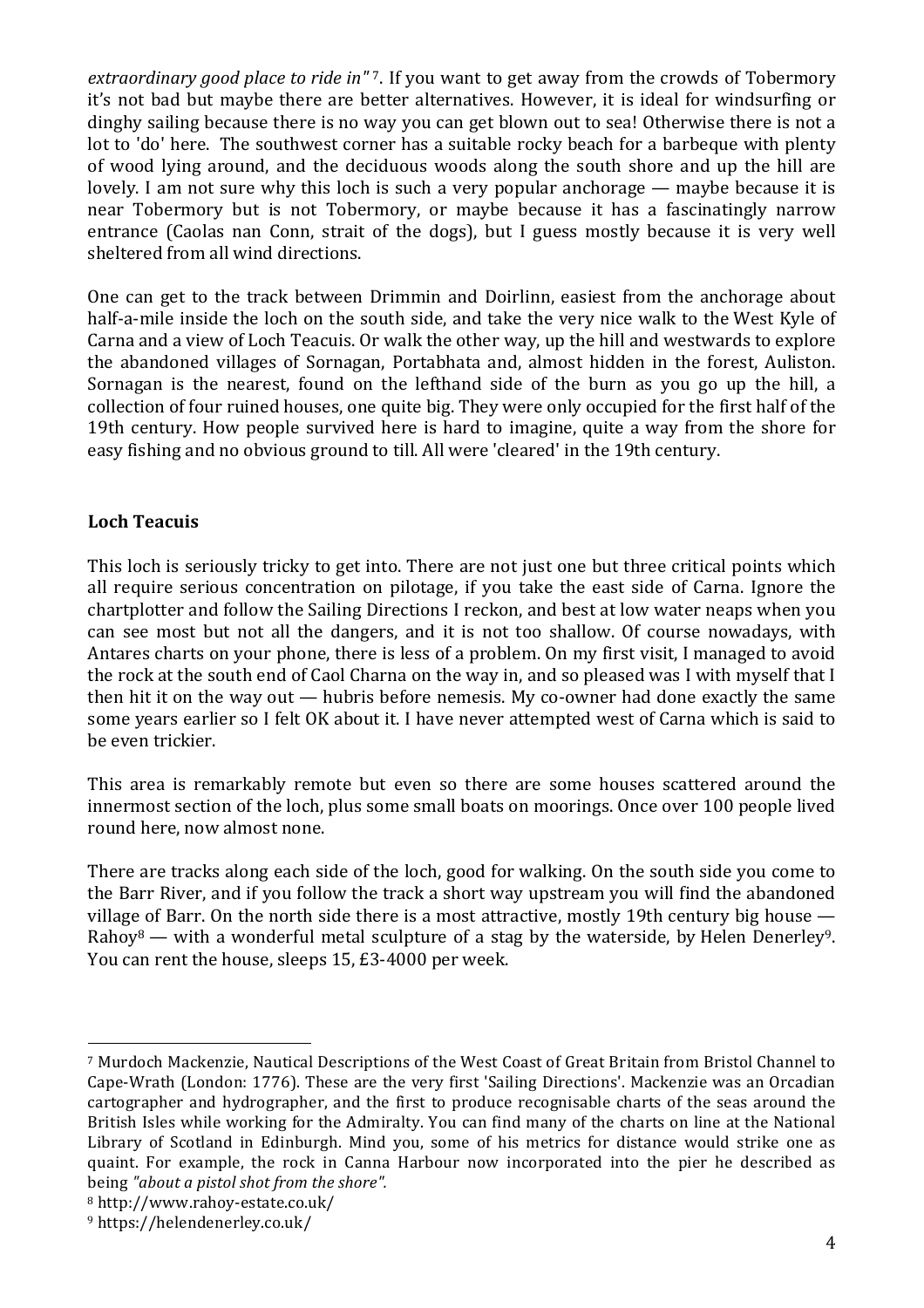*extraordinary good place to ride in"* [7]. If you want to get away from the crowds of Tobermory it's not bad but maybe there are better alternatives. However, it is ideal for windsurfing or dinghy sailing because there is no way you can get blown out to sea! Otherwise there is not a lot to 'do' here. The southwest corner has a suitable rocky beach for a barbeque with plenty of wood lying around, and the deciduous woods along the south shore and up the hill are lovely. I am not sure why this loch is such a very popular anchorage — maybe because it is near Tobermory but is not Tobermory, or maybe because it has a fascinatingly narrow entrance (Caolas nan Conn, strait of the dogs), but I guess mostly because it is very well sheltered from all wind directions.

One can get to the track between Drimmin and Doirlinn, easiest from the anchorage about half-a-mile inside the loch on the south side, and take the very nice walk to the West Kyle of Carna and a view of Loch Teacuis. Or walk the other way, up the hill and westwards to explore the abandoned villages of Sornagan, Portabhata and, almost hidden in the forest, Auliston. Sornagan is the nearest, found on the lefthand side of the burn as you go up the hill, a collection of four ruined houses, one quite big. They were only occupied for the first half of the 19th century. How people survived here is hard to imagine, quite a way from the shore for easy fishing and no obvious ground to till. All were 'cleared' in the 19th century.

**Loch Teacuis**

This loch is seriously tricky to get into. There are not just one but three critical points which all require serious concentration on pilotage, if you take the east side of Carna. Ignore the chartplotter and follow the Sailing Directions I reckon, and best at low water neaps when you can see most but not all the dangers, and it is not too shallow. Of course nowadays, with Antares charts on your phone, there is less of a problem. On my first visit, I managed to avoid the rock at the south end of Caol Charna on the way in, and so pleased was I with myself that I then hit it on the way out — hubris before nemesis. My co-owner had done exactly the same some years earlier so I felt OK about it. I have never attempted west of Carna which is said to be even trickier.

This area is remarkably remote but even so there are some houses scattered around the innermost section of the loch, plus some small boats on moorings. Once over 100 people lived round here, now almost none.

There are tracks along each side of the loch, good for walking. On the south side you come to the Barr River, and if you follow the track a short way upstream you will find the abandoned village of Barr. On the north side there is a most attractive, mostly 19th century big house — Rahoy[8] — with a wonderful metal sculpture of a stag by the waterside, by Helen Denerley[9]. You can rent the house, sleeps 15, £3-4000 per week.

---

[7] Murdoch Mackenzie, Nautical Descriptions of the West Coast of Great Britain from Bristol Channel to Cape-Wrath (London: 1776). These are the very first 'Sailing Directions'. Mackenzie was an Orcadian cartographer and hydrographer, and the first to produce recognisable charts of the seas around the British Isles while working for the Admiralty. You can find many of the charts on line at the National Library of Scotland in Edinburgh. Mind you, some of his metrics for distance would strike one as quaint. For example, the rock in Canna Harbour now incorporated into the pier he described as being *"about a pistol shot from the shore".*

[8] http://www.rahoy-estate.co.uk/

[9] https://helendenerley.co.uk/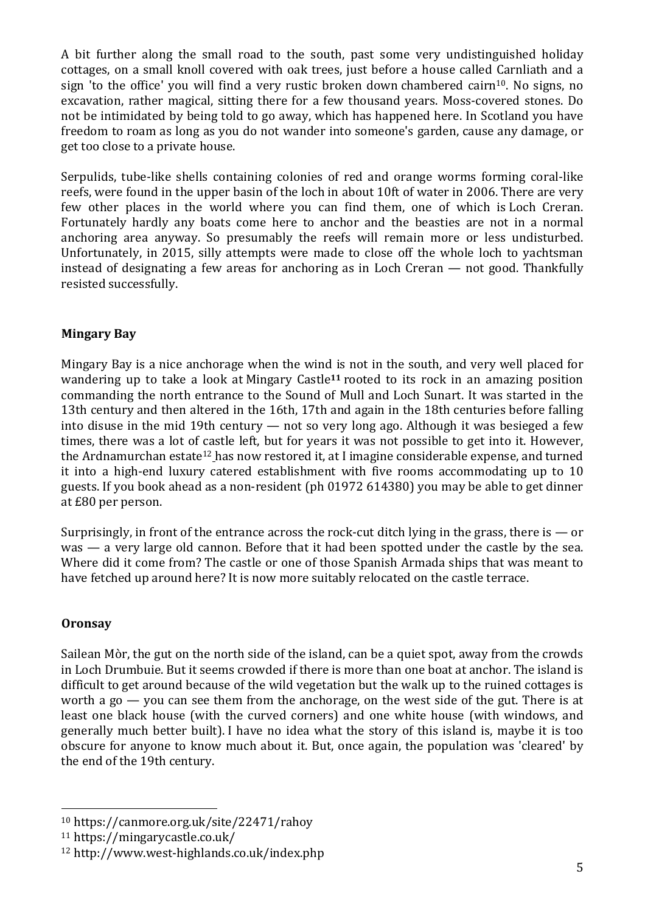A bit further along the small road to the south, past some very undistinguished holiday cottages, on a small knoll covered with oak trees, just before a house called Carnliath and a sign 'to the office' you will find a very rustic broken down chambered cairn[10]. No signs, no excavation, rather magical, sitting there for a few thousand years. Moss-covered stones. Do not be intimidated by being told to go away, which has happened here. In Scotland you have freedom to roam as long as you do not wander into someone's garden, cause any damage, or get too close to a private house.

Serpulids, tube-like shells containing colonies of red and orange worms forming coral-like reefs, were found in the upper basin of the loch in about 10ft of water in 2006. There are very few other places in the world where you can find them, one of which is Loch Creran. Fortunately hardly any boats come here to anchor and the beasties are not in a normal anchoring area anyway. So presumably the reefs will remain more or less undisturbed. Unfortunately, in 2015, silly attempts were made to close off the whole loch to yachtsman instead of designating a few areas for anchoring as in Loch Creran — not good. Thankfully resisted successfully.

### Mingary Bay

Mingary Bay is a nice anchorage when the wind is not in the south, and very well placed for wandering up to take a look at Mingary Castle[11] rooted to its rock in an amazing position commanding the north entrance to the Sound of Mull and Loch Sunart. It was started in the 13th century and then altered in the 16th, 17th and again in the 18th centuries before falling into disuse in the mid 19th century — not so very long ago. Although it was besieged a few times, there was a lot of castle left, but for years it was not possible to get into it. However, the Ardnamurchan estate[12] has now restored it, at I imagine considerable expense, and turned it into a high-end luxury catered establishment with five rooms accommodating up to 10 guests. If you book ahead as a non-resident (ph 01972 614380) you may be able to get dinner at £80 per person.

Surprisingly, in front of the entrance across the rock-cut ditch lying in the grass, there is — or was — a very large old cannon. Before that it had been spotted under the castle by the sea. Where did it come from? The castle or one of those Spanish Armada ships that was meant to have fetched up around here? It is now more suitably relocated on the castle terrace.

### Oronsay

Sailean Mòr, the gut on the north side of the island, can be a quiet spot, away from the crowds in Loch Drumbuie. But it seems crowded if there is more than one boat at anchor. The island is difficult to get around because of the wild vegetation but the walk up to the ruined cottages is worth a go — you can see them from the anchorage, on the west side of the gut. There is at least one black house (with the curved corners) and one white house (with windows, and generally much better built). I have no idea what the story of this island is, maybe it is too obscure for anyone to know much about it. But, once again, the population was 'cleared' by the end of the 19th century.

---

[10] https://canmore.org.uk/site/22471/rahoy

[11] https://mingarycastle.co.uk/

[12] http://www.west-highlands.co.uk/index.php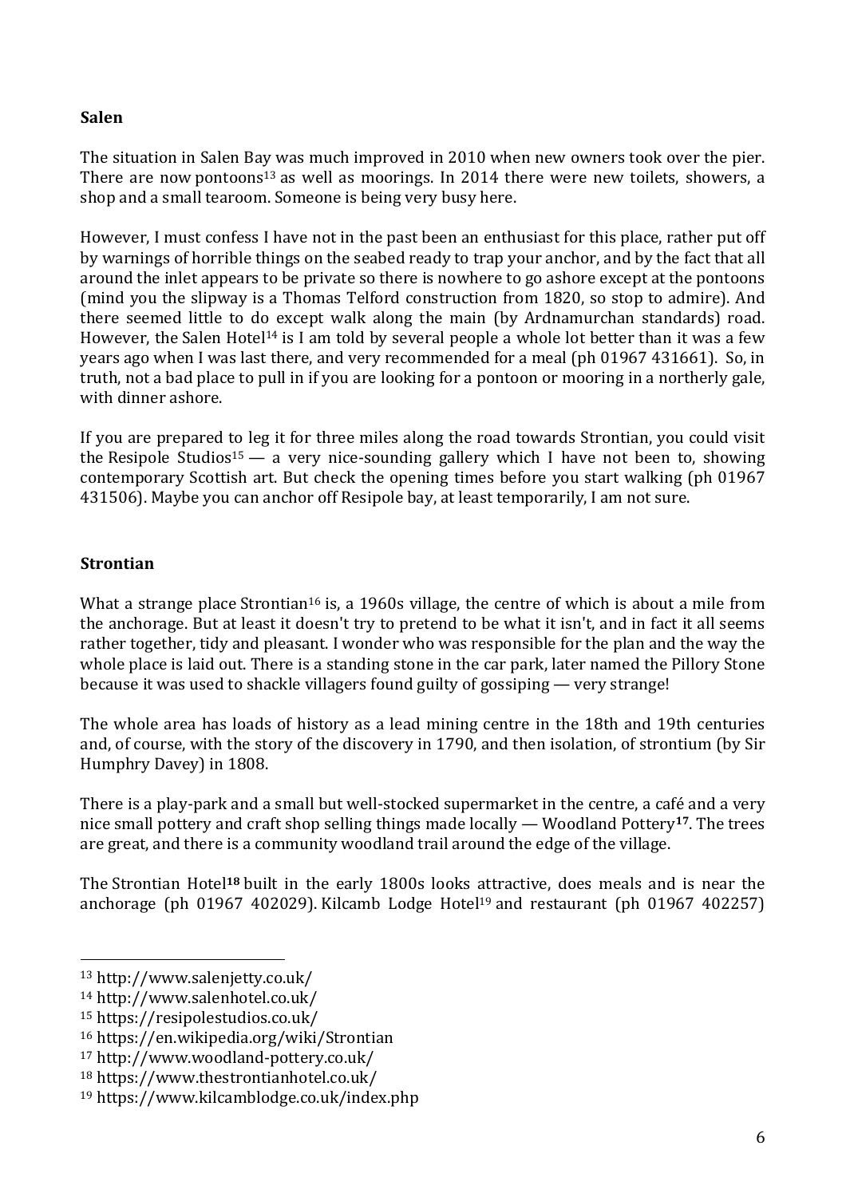**Salen**

The situation in Salen Bay was much improved in 2010 when new owners took over the pier. There are now pontoons[13] as well as moorings. In 2014 there were new toilets, showers, a shop and a small tearoom. Someone is being very busy here.

However, I must confess I have not in the past been an enthusiast for this place, rather put off by warnings of horrible things on the seabed ready to trap your anchor, and by the fact that all around the inlet appears to be private so there is nowhere to go ashore except at the pontoons (mind you the slipway is a Thomas Telford construction from 1820, so stop to admire). And there seemed little to do except walk along the main (by Ardnamurchan standards) road. However, the Salen Hotel[14] is I am told by several people a whole lot better than it was a few years ago when I was last there, and very recommended for a meal (ph 01967 431661). So, in truth, not a bad place to pull in if you are looking for a pontoon or mooring in a northerly gale, with dinner ashore.

If you are prepared to leg it for three miles along the road towards Strontian, you could visit the Resipole Studios[15] — a very nice-sounding gallery which I have not been to, showing contemporary Scottish art. But check the opening times before you start walking (ph 01967 431506). Maybe you can anchor off Resipole bay, at least temporarily, I am not sure.

**Strontian**

What a strange place Strontian[16] is, a 1960s village, the centre of which is about a mile from the anchorage. But at least it doesn't try to pretend to be what it isn't, and in fact it all seems rather together, tidy and pleasant. I wonder who was responsible for the plan and the way the whole place is laid out. There is a standing stone in the car park, later named the Pillory Stone because it was used to shackle villagers found guilty of gossiping — very strange!

The whole area has loads of history as a lead mining centre in the 18th and 19th centuries and, of course, with the story of the discovery in 1790, and then isolation, of strontium (by Sir Humphry Davey) in 1808.

There is a play-park and a small but well-stocked supermarket in the centre, a café and a very nice small pottery and craft shop selling things made locally — Woodland Pottery[17]. The trees are great, and there is a community woodland trail around the edge of the village.

The Strontian Hotel[18] built in the early 1800s looks attractive, does meals and is near the anchorage (ph 01967 402029). Kilcamb Lodge Hotel[19] and restaurant (ph 01967 402257)

---

[13] http://www.salenjetty.co.uk/

[14] http://www.salenhotel.co.uk/

[15] https://resipolestudios.co.uk/

[16] https://en.wikipedia.org/wiki/Strontian

[17] http://www.woodland-pottery.co.uk/

[18] https://www.thestrontianhotel.co.uk/

[19] https://www.kilcamblodge.co.uk/index.php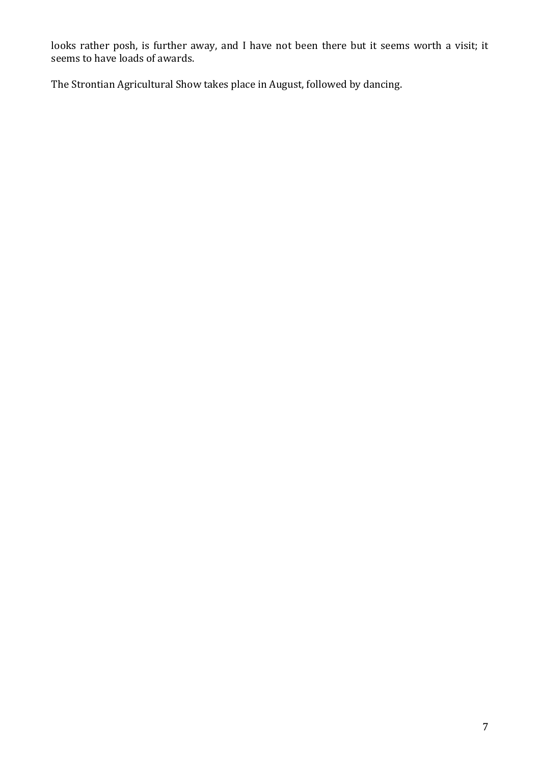looks rather posh, is further away, and I have not been there but it seems worth a visit; it seems to have loads of awards.

The Strontian Agricultural Show takes place in August, followed by dancing.